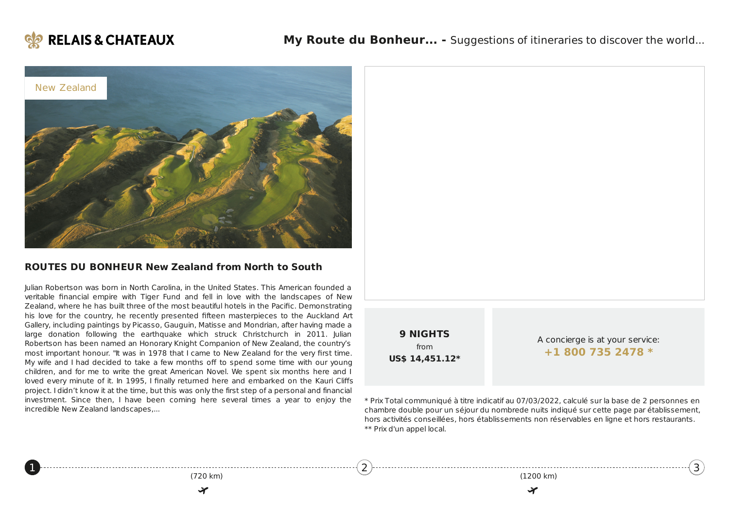RELAIS & CHATEAUX

**My Route du Bonheur... -** Suggestions of itineraries to discover the world...

New Zealand

## ROUTES DU BONHEUR New Zealand from North to South

Julian Robertson was born in North Carolina, in the United States. This American founded a veritable financial empire with Tiger Fund and fell in love with the landscapes of New Zealand, where he has built three of the most beautiful hotels in the Pacific. Demonstrating his love for the country, he recently presented fifteen masterpieces to the Auckland Art Gallery, including paintings by Picasso, Gauguin, Matisse and Mondrian, after having made a large donation following the earthquake which struck Christchurch in 2011. Julian Robertson has been named an Honorary Knight Companion of New Zealand, the country's most important honour. "It was in 1978 that I came to New Zealand for the very first time. My wife and I had decided to take a few months off to spend some time with our young children, and for me to write the great American Novel. We spent six months here and I loved every minute of it. In 1995, I finally returned here and embarked on the Kauri Cliffs project. I didn't know it at the time, but this was only the first step of a personal and financial investment. Since then, I have been coming here several times a year to enjoy the incredible New Zealand landscapes,...

**9 NIGHTS**
from
**US$ 14,451.12***

A concierge is at your service:
**+1 800 735 2478 ***

* Prix Total communiqué à titre indicatif au 07/03/2022, calculé sur la base de 2 personnes en chambre double pour un séjour du nombrede nuits indiqué sur cette page par établissement, hors activités conseillées, hors établissements non réservables en ligne et hors restaurants.
** Prix d'un appel local.

1 — (720 km) — 2 — (1200 km) — 3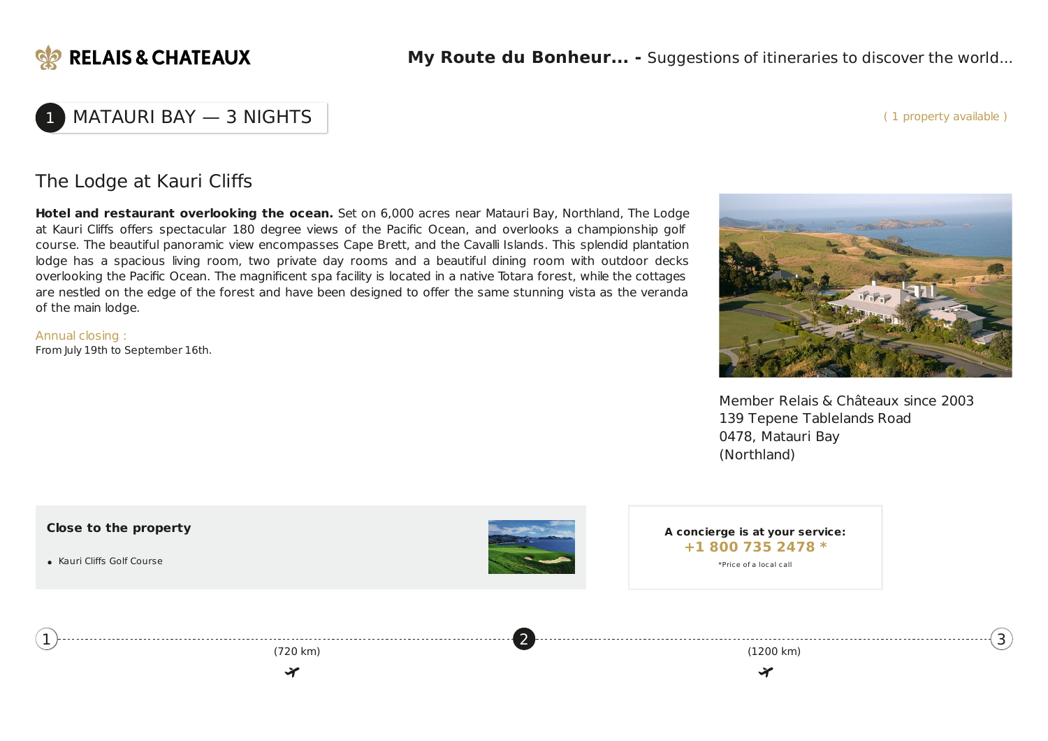## 1 MATAURI BAY — 3 NIGHTS

( 1 property available )

### The Lodge at Kauri Cliffs

**Hotel and restaurant overlooking the ocean.** Set on 6,000 acres near Matauri Bay, Northland, The Lodge at Kauri Cliffs offers spectacular 180 degree views of the Pacific Ocean, and overlooks a championship golf course. The beautiful panoramic view encompasses Cape Brett, and the Cavalli Islands. This splendid plantation lodge has a spacious living room, two private day rooms and a beautiful dining room with outdoor decks overlooking the Pacific Ocean. The magnificent spa facility is located in a native Totara forest, while the cottages are nestled on the edge of the forest and have been designed to offer the same stunning vista as the veranda of the main lodge.

Annual closing :
From July 19th to September 16th.

Member Relais & Châteaux since 2003
139 Tepene Tablelands Road
0478, Matauri Bay
(Northland)

**Close to the property**

- Kauri Cliffs Golf Course

**A concierge is at your service:**
**+1 800 735 2478 ***
*Price of a local call

1 — (720 km) — 2 — (1200 km) — 3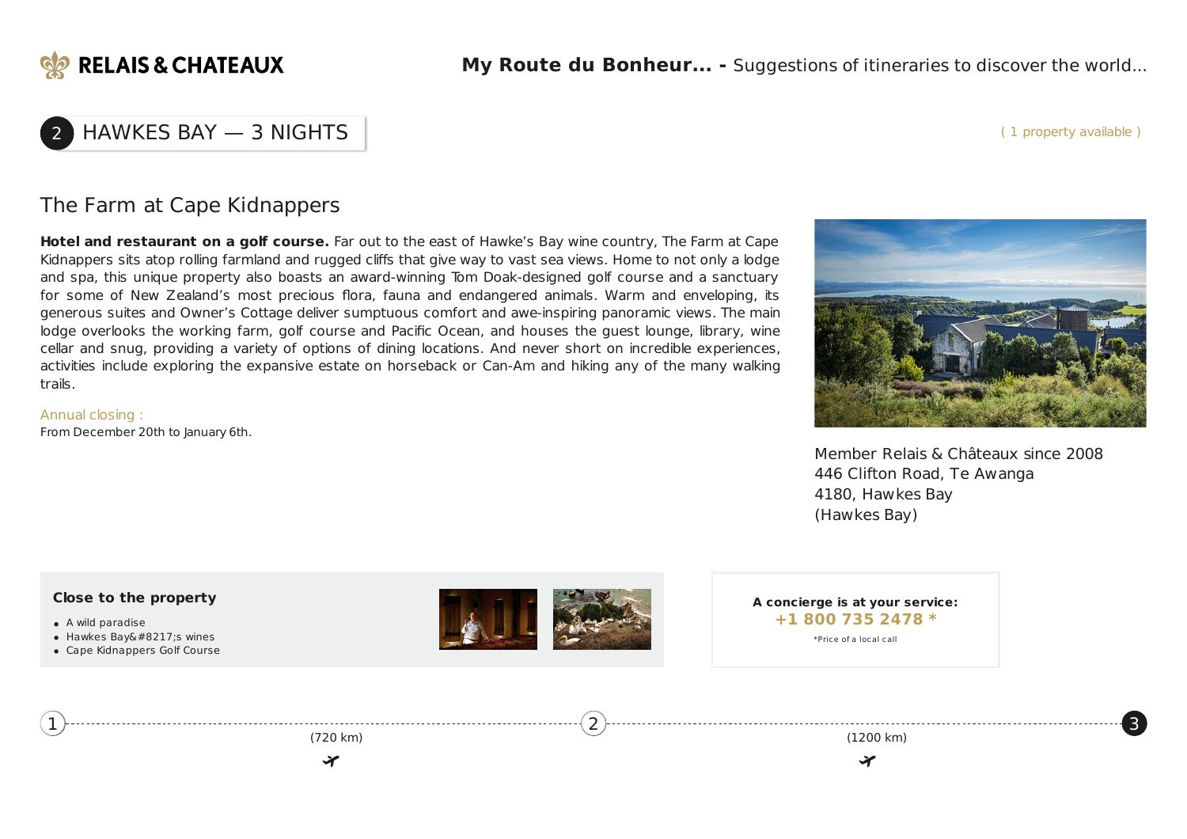## 2 HAWKES BAY — 3 NIGHTS

( 1 property available )

### The Farm at Cape Kidnappers

**Hotel and restaurant on a golf course.** Far out to the east of Hawke’s Bay wine country, The Farm at Cape Kidnappers sits atop rolling farmland and rugged cliffs that give way to vast sea views. Home to not only a lodge and spa, this unique property also boasts an award-winning Tom Doak-designed golf course and a sanctuary for some of New Zealand’s most precious flora, fauna and endangered animals. Warm and enveloping, its generous suites and Owner’s Cottage deliver sumptuous comfort and awe-inspiring panoramic views. The main lodge overlooks the working farm, golf course and Pacific Ocean, and houses the guest lounge, library, wine cellar and snug, providing a variety of options of dining locations. And never short on incredible experiences, activities include exploring the expansive estate on horseback or Can-Am and hiking any of the many walking trails.

Annual closing :
From December 20th to January 6th.

Member Relais & Châteaux since 2008
446 Clifton Road, Te Awanga
4180, Hawkes Bay
(Hawkes Bay)

**Close to the property**

- A wild paradise
- Hawkes Bay&#8217;s wines
- Cape Kidnappers Golf Course

**A concierge is at your service:**
**+1 800 735 2478 ***
*Price of a local call

1 — (720 km) — 2 — (1200 km) — 3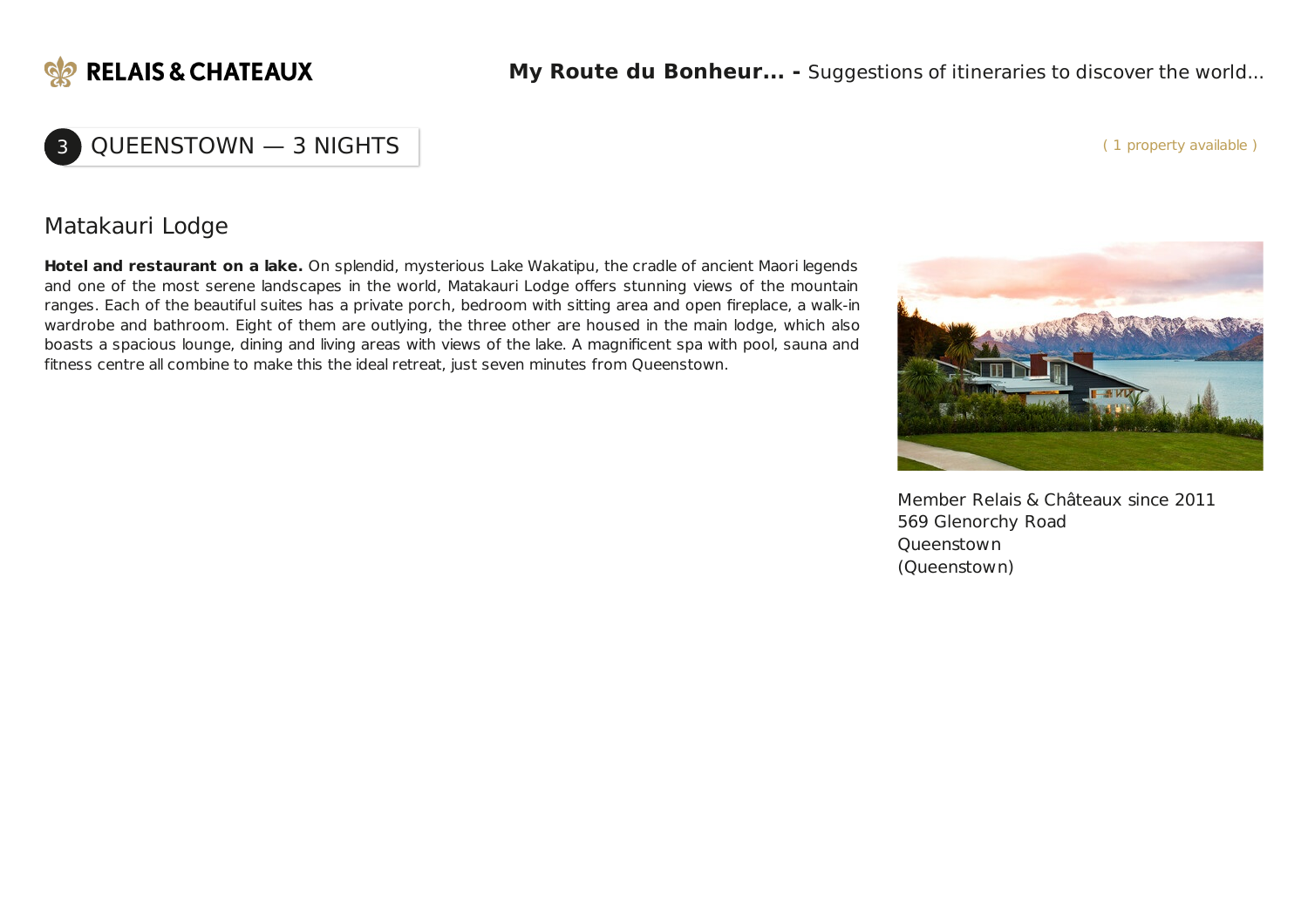## 3 QUEENSTOWN — 3 NIGHTS

( 1 property available )

### Matakauri Lodge

**Hotel and restaurant on a lake.** On splendid, mysterious Lake Wakatipu, the cradle of ancient Maori legends and one of the most serene landscapes in the world, Matakauri Lodge offers stunning views of the mountain ranges. Each of the beautiful suites has a private porch, bedroom with sitting area and open fireplace, a walk-in wardrobe and bathroom. Eight of them are outlying, the three other are housed in the main lodge, which also boasts a spacious lounge, dining and living areas with views of the lake. A magnificent spa with pool, sauna and fitness centre all combine to make this the ideal retreat, just seven minutes from Queenstown.

Member Relais & Châteaux since 2011
569 Glenorchy Road
Queenstown
(Queenstown)